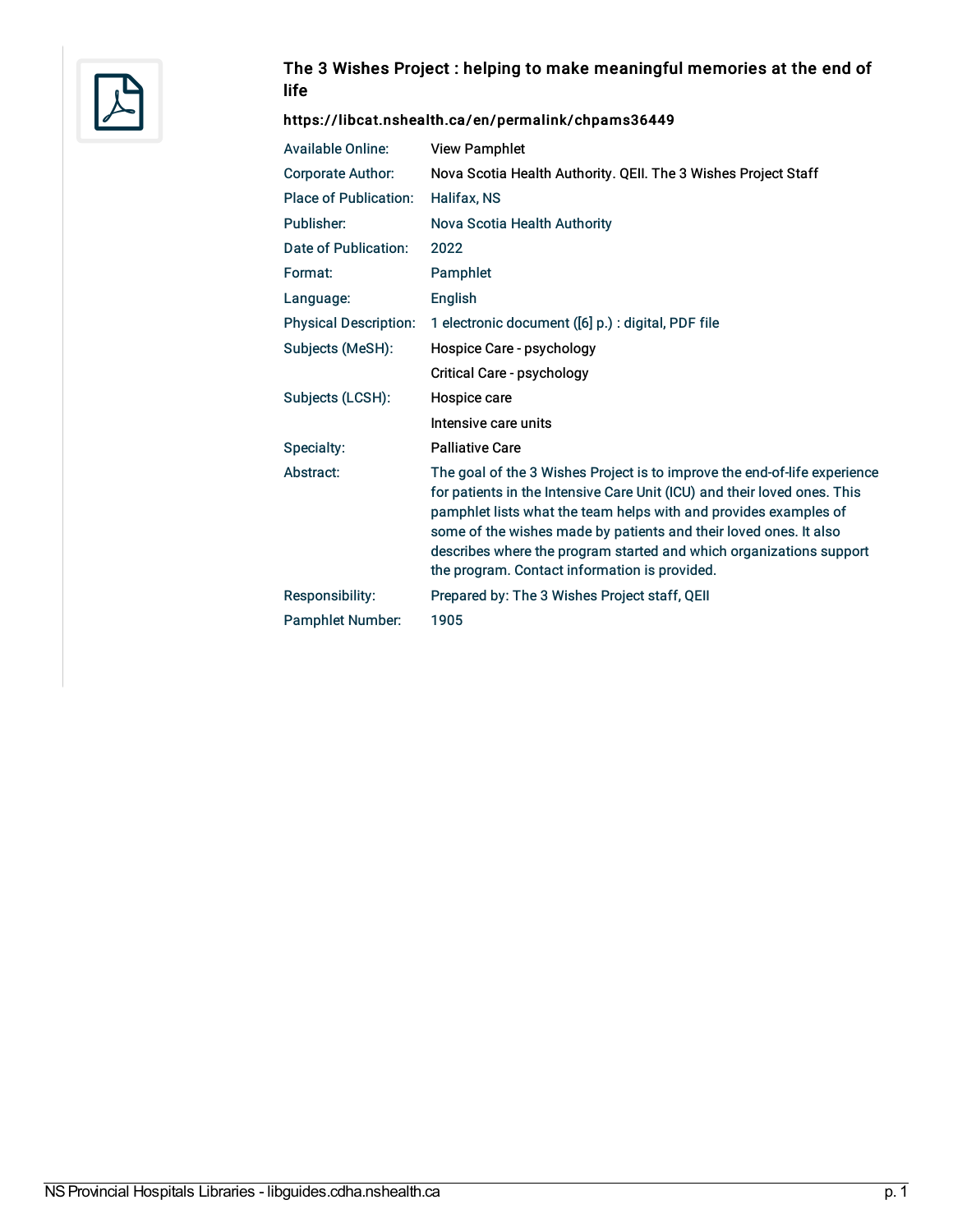## The 3 Wishes Project : helping to make meaningful memories at the end of life

**https://libcat.nshealth.ca/en/permalink/chpams36449**

| | |
|---|---|
| Available Online: | View Pamphlet |
| Corporate Author: | Nova Scotia Health Authority. QEII. The 3 Wishes Project Staff |
| Place of Publication: | Halifax, NS |
| Publisher: | Nova Scotia Health Authority |
| Date of Publication: | 2022 |
| Format: | Pamphlet |
| Language: | English |
| Physical Description: | 1 electronic document ([6] p.) : digital, PDF file |
| Subjects (MeSH): | Hospice Care - psychology |
| | Critical Care - psychology |
| Subjects (LCSH): | Hospice care |
| | Intensive care units |
| Specialty: | Palliative Care |
| Abstract: | The goal of the 3 Wishes Project is to improve the end-of-life experience for patients in the Intensive Care Unit (ICU) and their loved ones. This pamphlet lists what the team helps with and provides examples of some of the wishes made by patients and their loved ones. It also describes where the program started and which organizations support the program. Contact information is provided. |
| Responsibility: | Prepared by: The 3 Wishes Project staff, QEII |
| Pamphlet Number: | 1905 |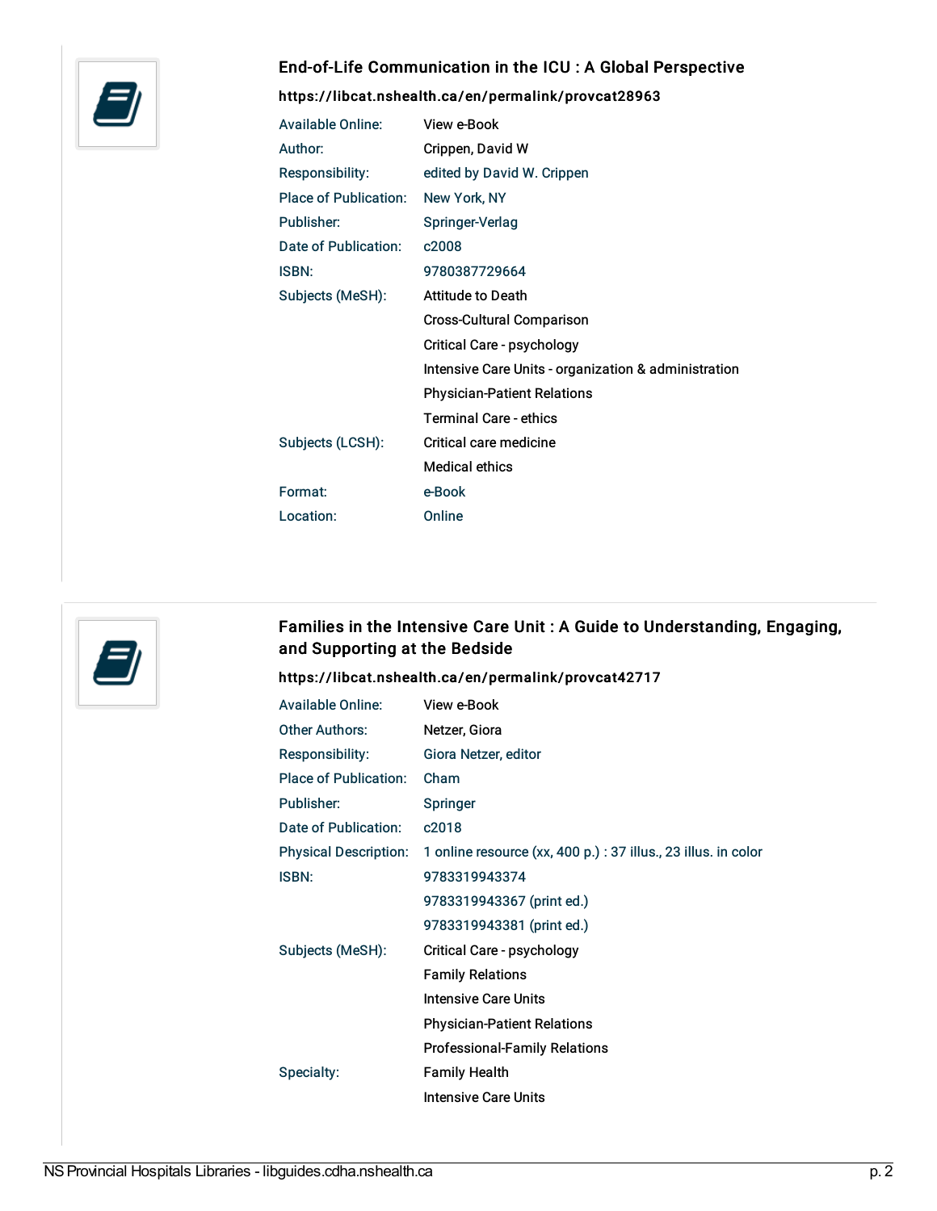### End-of-Life Communication in the ICU : A Global Perspective

**https://libcat.nshealth.ca/en/permalink/provcat28963**

| | |
|---|---|
| Available Online: | View e-Book |
| Author: | Crippen, David W |
| Responsibility: | edited by David W. Crippen |
| Place of Publication: | New York, NY |
| Publisher: | Springer-Verlag |
| Date of Publication: | c2008 |
| ISBN: | 9780387729664 |
| Subjects (MeSH): | Attitude to Death |
| | Cross-Cultural Comparison |
| | Critical Care - psychology |
| | Intensive Care Units - organization & administration |
| | Physician-Patient Relations |
| | Terminal Care - ethics |
| Subjects (LCSH): | Critical care medicine |
| | Medical ethics |
| Format: | e-Book |
| Location: | Online |

### Families in the Intensive Care Unit : A Guide to Understanding, Engaging, and Supporting at the Bedside

**https://libcat.nshealth.ca/en/permalink/provcat42717**

| | |
|---|---|
| Available Online: | View e-Book |
| Other Authors: | Netzer, Giora |
| Responsibility: | Giora Netzer, editor |
| Place of Publication: | Cham |
| Publisher: | Springer |
| Date of Publication: | c2018 |
| Physical Description: | 1 online resource (xx, 400 p.) : 37 illus., 23 illus. in color |
| ISBN: | 9783319943374 |
| | 9783319943367 (print ed.) |
| | 9783319943381 (print ed.) |
| Subjects (MeSH): | Critical Care - psychology |
| | Family Relations |
| | Intensive Care Units |
| | Physician-Patient Relations |
| | Professional-Family Relations |
| Specialty: | Family Health |
| | Intensive Care Units |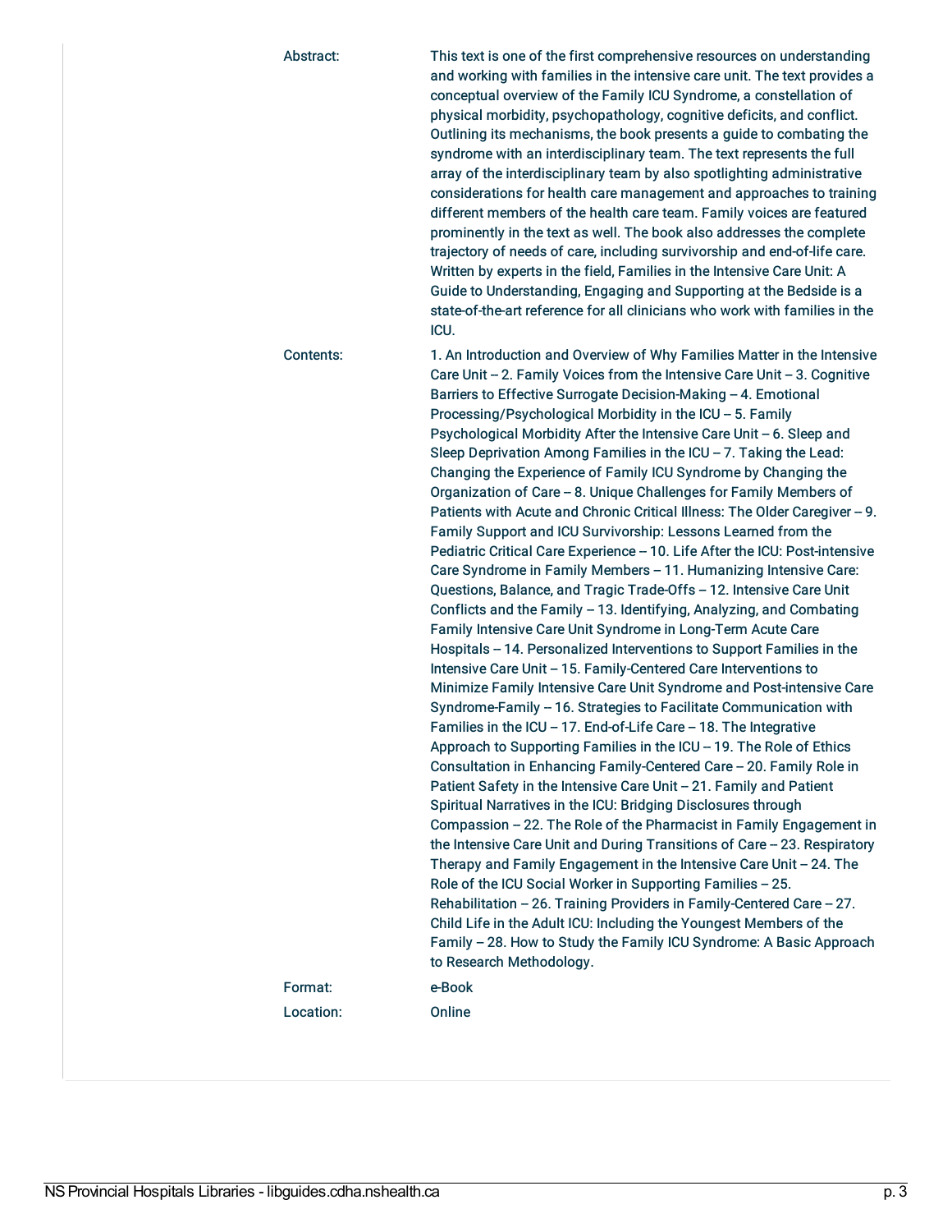**Abstract:** This text is one of the first comprehensive resources on understanding and working with families in the intensive care unit. The text provides a conceptual overview of the Family ICU Syndrome, a constellation of physical morbidity, psychopathology, cognitive deficits, and conflict. Outlining its mechanisms, the book presents a guide to combating the syndrome with an interdisciplinary team. The text represents the full array of the interdisciplinary team by also spotlighting administrative considerations for health care management and approaches to training different members of the health care team. Family voices are featured prominently in the text as well. The book also addresses the complete trajectory of needs of care, including survivorship and end-of-life care. Written by experts in the field, Families in the Intensive Care Unit: A Guide to Understanding, Engaging and Supporting at the Bedside is a state-of-the-art reference for all clinicians who work with families in the ICU.

**Contents:** 1. An Introduction and Overview of Why Families Matter in the Intensive Care Unit -- 2. Family Voices from the Intensive Care Unit -- 3. Cognitive Barriers to Effective Surrogate Decision-Making -- 4. Emotional Processing/Psychological Morbidity in the ICU -- 5. Family Psychological Morbidity After the Intensive Care Unit -- 6. Sleep and Sleep Deprivation Among Families in the ICU -- 7. Taking the Lead: Changing the Experience of Family ICU Syndrome by Changing the Organization of Care -- 8. Unique Challenges for Family Members of Patients with Acute and Chronic Critical Illness: The Older Caregiver -- 9. Family Support and ICU Survivorship: Lessons Learned from the Pediatric Critical Care Experience -- 10. Life After the ICU: Post-intensive Care Syndrome in Family Members -- 11. Humanizing Intensive Care: Questions, Balance, and Tragic Trade-Offs -- 12. Intensive Care Unit Conflicts and the Family -- 13. Identifying, Analyzing, and Combating Family Intensive Care Unit Syndrome in Long-Term Acute Care Hospitals -- 14. Personalized Interventions to Support Families in the Intensive Care Unit -- 15. Family-Centered Care Interventions to Minimize Family Intensive Care Unit Syndrome and Post-intensive Care Syndrome-Family -- 16. Strategies to Facilitate Communication with Families in the ICU -- 17. End-of-Life Care -- 18. The Integrative Approach to Supporting Families in the ICU -- 19. The Role of Ethics Consultation in Enhancing Family-Centered Care -- 20. Family Role in Patient Safety in the Intensive Care Unit -- 21. Family and Patient Spiritual Narratives in the ICU: Bridging Disclosures through Compassion -- 22. The Role of the Pharmacist in Family Engagement in the Intensive Care Unit and During Transitions of Care -- 23. Respiratory Therapy and Family Engagement in the Intensive Care Unit -- 24. The Role of the ICU Social Worker in Supporting Families -- 25. Rehabilitation -- 26. Training Providers in Family-Centered Care -- 27. Child Life in the Adult ICU: Including the Youngest Members of the Family -- 28. How to Study the Family ICU Syndrome: A Basic Approach to Research Methodology.

**Format:** e-Book

**Location:** Online